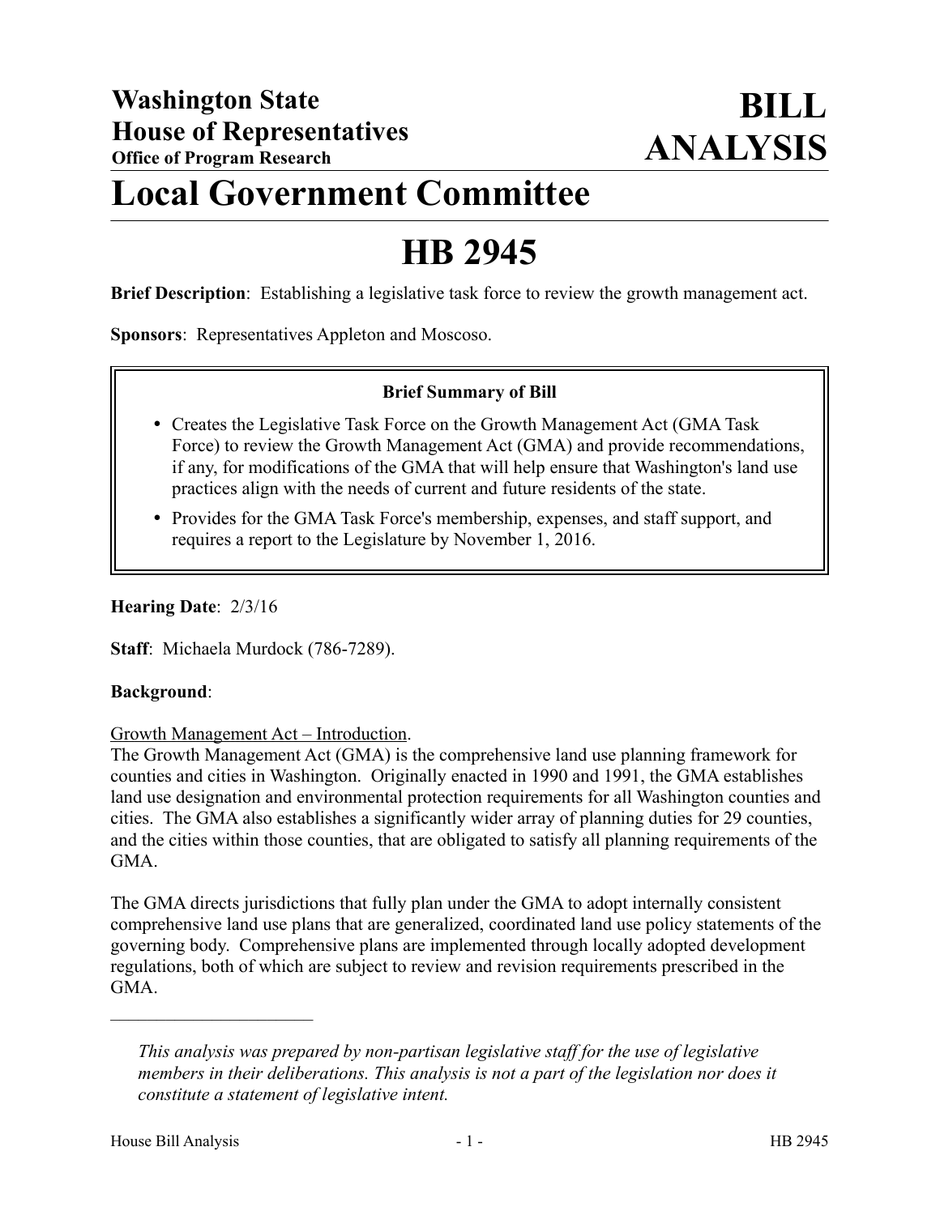# Washington State House of Representatives

**Office of Program Research**

# BILL ANALYSIS

# Local Government Committee

# HB 2945

**Brief Description**: Establishing a legislative task force to review the growth management act.

**Sponsors**: Representatives Appleton and Moscoso.

**Brief Summary of Bill**

- Creates the Legislative Task Force on the Growth Management Act (GMA Task Force) to review the Growth Management Act (GMA) and provide recommendations, if any, for modifications of the GMA that will help ensure that Washington's land use practices align with the needs of current and future residents of the state.
- Provides for the GMA Task Force's membership, expenses, and staff support, and requires a report to the Legislature by November 1, 2016.

**Hearing Date**: 2/3/16

**Staff**: Michaela Murdock (786-7289).

**Background**:

Growth Management Act – Introduction.

The Growth Management Act (GMA) is the comprehensive land use planning framework for counties and cities in Washington. Originally enacted in 1990 and 1991, the GMA establishes land use designation and environmental protection requirements for all Washington counties and cities. The GMA also establishes a significantly wider array of planning duties for 29 counties, and the cities within those counties, that are obligated to satisfy all planning requirements of the GMA.

The GMA directs jurisdictions that fully plan under the GMA to adopt internally consistent comprehensive land use plans that are generalized, coordinated land use policy statements of the governing body. Comprehensive plans are implemented through locally adopted development regulations, both of which are subject to review and revision requirements prescribed in the GMA.

---

*This analysis was prepared by non-partisan legislative staff for the use of legislative members in their deliberations. This analysis is not a part of the legislation nor does it constitute a statement of legislative intent.*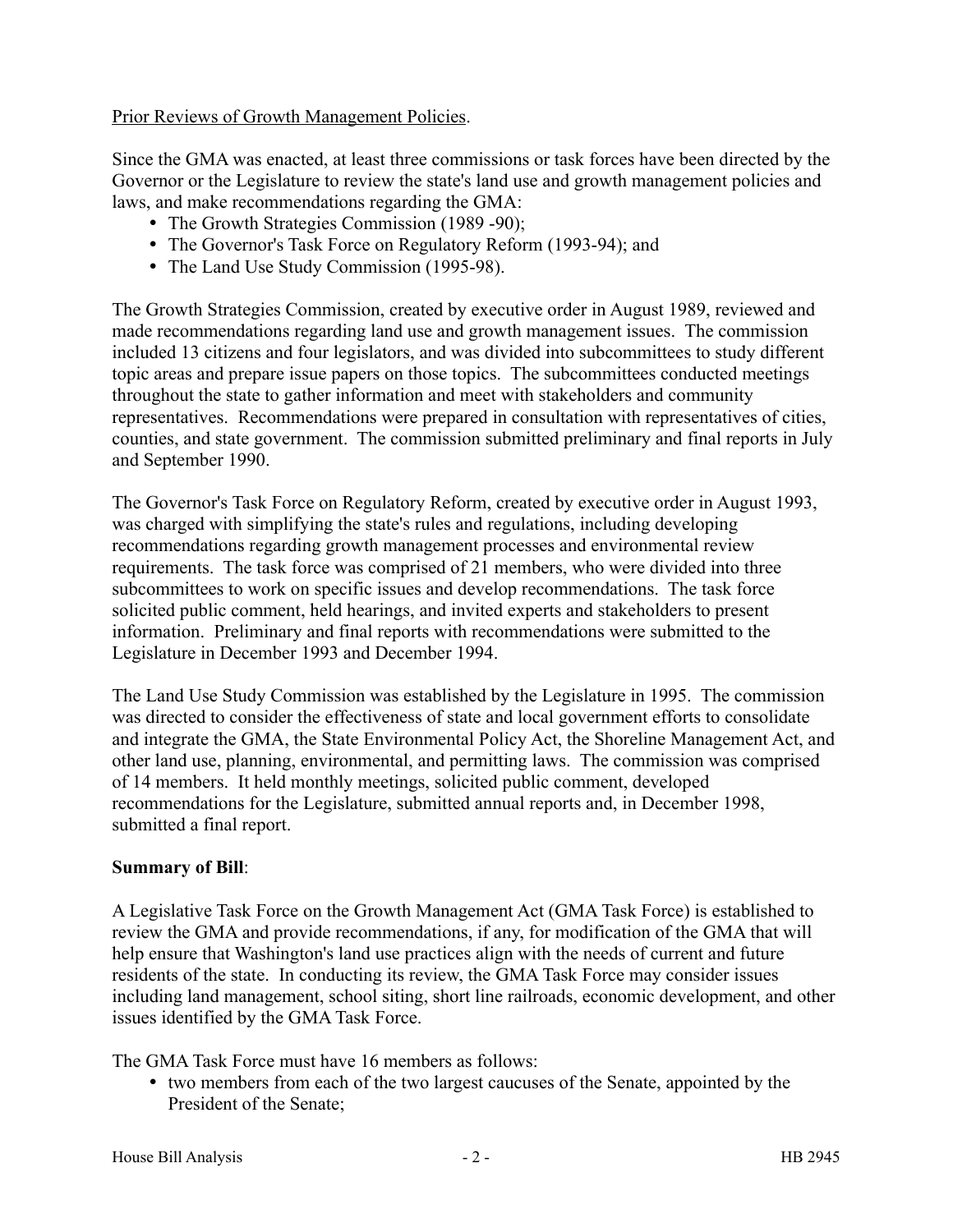Prior Reviews of Growth Management Policies.

Since the GMA was enacted, at least three commissions or task forces have been directed by the Governor or the Legislature to review the state's land use and growth management policies and laws, and make recommendations regarding the GMA:

- The Growth Strategies Commission (1989 -90);
- The Governor's Task Force on Regulatory Reform (1993-94); and
- The Land Use Study Commission (1995-98).

The Growth Strategies Commission, created by executive order in August 1989, reviewed and made recommendations regarding land use and growth management issues. The commission included 13 citizens and four legislators, and was divided into subcommittees to study different topic areas and prepare issue papers on those topics. The subcommittees conducted meetings throughout the state to gather information and meet with stakeholders and community representatives. Recommendations were prepared in consultation with representatives of cities, counties, and state government. The commission submitted preliminary and final reports in July and September 1990.

The Governor's Task Force on Regulatory Reform, created by executive order in August 1993, was charged with simplifying the state's rules and regulations, including developing recommendations regarding growth management processes and environmental review requirements. The task force was comprised of 21 members, who were divided into three subcommittees to work on specific issues and develop recommendations. The task force solicited public comment, held hearings, and invited experts and stakeholders to present information. Preliminary and final reports with recommendations were submitted to the Legislature in December 1993 and December 1994.

The Land Use Study Commission was established by the Legislature in 1995. The commission was directed to consider the effectiveness of state and local government efforts to consolidate and integrate the GMA, the State Environmental Policy Act, the Shoreline Management Act, and other land use, planning, environmental, and permitting laws. The commission was comprised of 14 members. It held monthly meetings, solicited public comment, developed recommendations for the Legislature, submitted annual reports and, in December 1998, submitted a final report.

**Summary of Bill**:

A Legislative Task Force on the Growth Management Act (GMA Task Force) is established to review the GMA and provide recommendations, if any, for modification of the GMA that will help ensure that Washington's land use practices align with the needs of current and future residents of the state. In conducting its review, the GMA Task Force may consider issues including land management, school siting, short line railroads, economic development, and other issues identified by the GMA Task Force.

The GMA Task Force must have 16 members as follows:

- two members from each of the two largest caucuses of the Senate, appointed by the President of the Senate;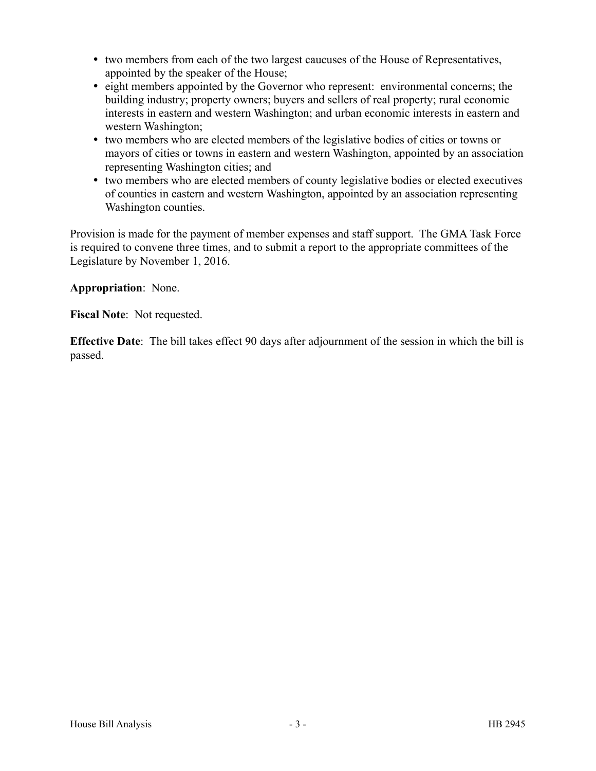- two members from each of the two largest caucuses of the House of Representatives, appointed by the speaker of the House;
- eight members appointed by the Governor who represent: environmental concerns; the building industry; property owners; buyers and sellers of real property; rural economic interests in eastern and western Washington; and urban economic interests in eastern and western Washington;
- two members who are elected members of the legislative bodies of cities or towns or mayors of cities or towns in eastern and western Washington, appointed by an association representing Washington cities; and
- two members who are elected members of county legislative bodies or elected executives of counties in eastern and western Washington, appointed by an association representing Washington counties.

Provision is made for the payment of member expenses and staff support. The GMA Task Force is required to convene three times, and to submit a report to the appropriate committees of the Legislature by November 1, 2016.

**Appropriation**: None.

**Fiscal Note**: Not requested.

**Effective Date**: The bill takes effect 90 days after adjournment of the session in which the bill is passed.